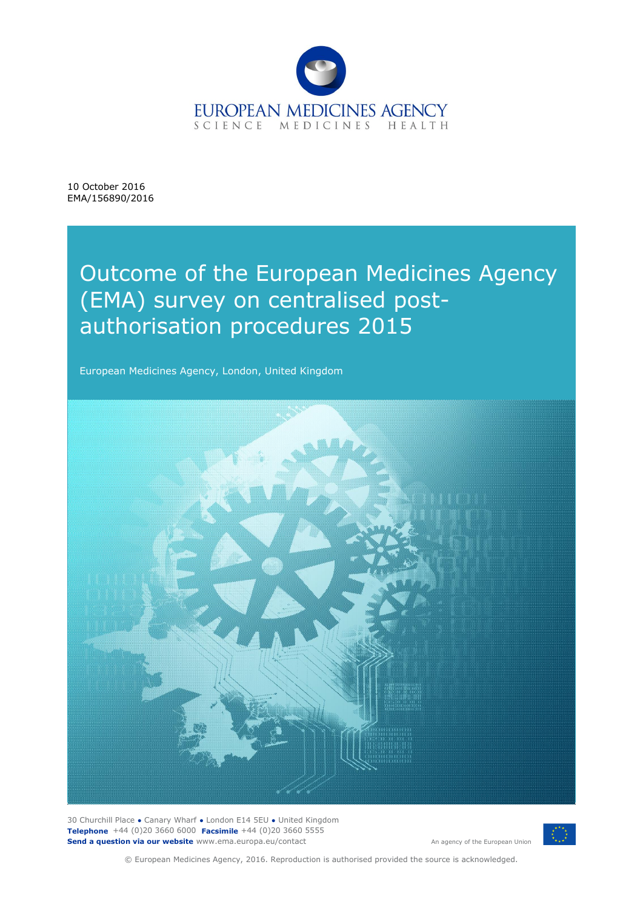EUROPEAN MEDICINES AGENCY
SCIENCE MEDICINES HEALTH

10 October 2016
EMA/156890/2016

# Outcome of the European Medicines Agency (EMA) survey on centralised post-authorisation procedures 2015

European Medicines Agency, London, United Kingdom

30 Churchill Place ● Canary Wharf ● London E14 5EU ● United Kingdom
**Telephone** +44 (0)20 3660 6000 **Facsimile** +44 (0)20 3660 5555
**Send a question via our website** www.ema.europa.eu/contact

An agency of the European Union

© European Medicines Agency, 2016. Reproduction is authorised provided the source is acknowledged.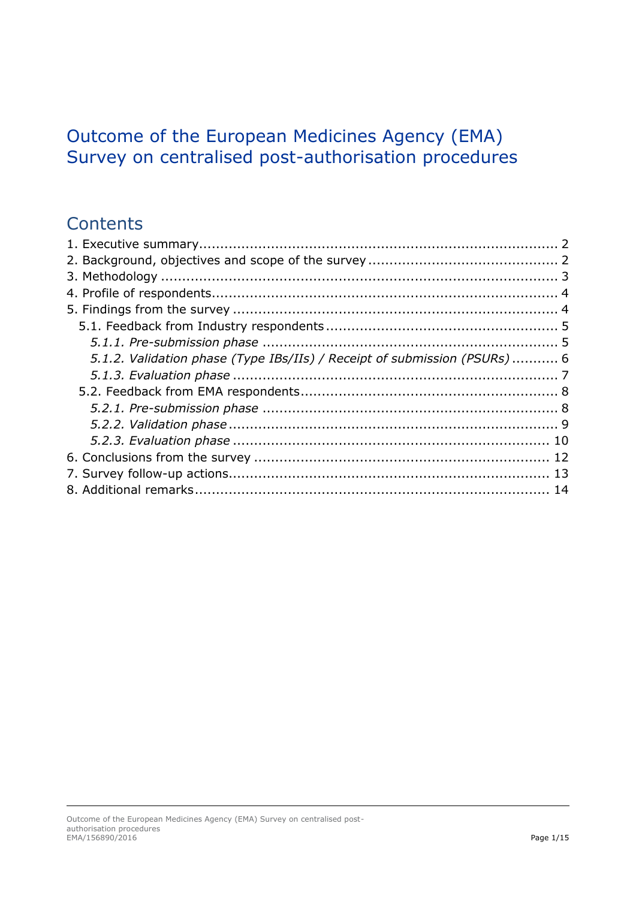# Outcome of the European Medicines Agency (EMA) Survey on centralised post-authorisation procedures

## Contents

1. Executive summary ..................................................................................... 2
2. Background, objectives and scope of the survey ............................................ 2
3. Methodology ............................................................................................. 3
4. Profile of respondents ................................................................................. 4
5. Findings from the survey ............................................................................ 4
   - 5.1. Feedback from Industry respondents ...................................................... 5
     - *5.1.1. Pre-submission phase* ..................................................................... 5
     - *5.1.2. Validation phase (Type IBs/IIs) / Receipt of submission (PSURs)* ........... 6
     - *5.1.3. Evaluation phase* ........................................................................... 7
   - 5.2. Feedback from EMA respondents ............................................................ 8
     - *5.2.1. Pre-submission phase* ..................................................................... 8
     - *5.2.2. Validation phase* ............................................................................ 9
     - *5.2.3. Evaluation phase* .......................................................................... 10
6. Conclusions from the survey ..................................................................... 12
7. Survey follow-up actions ........................................................................... 13
8. Additional remarks ................................................................................... 14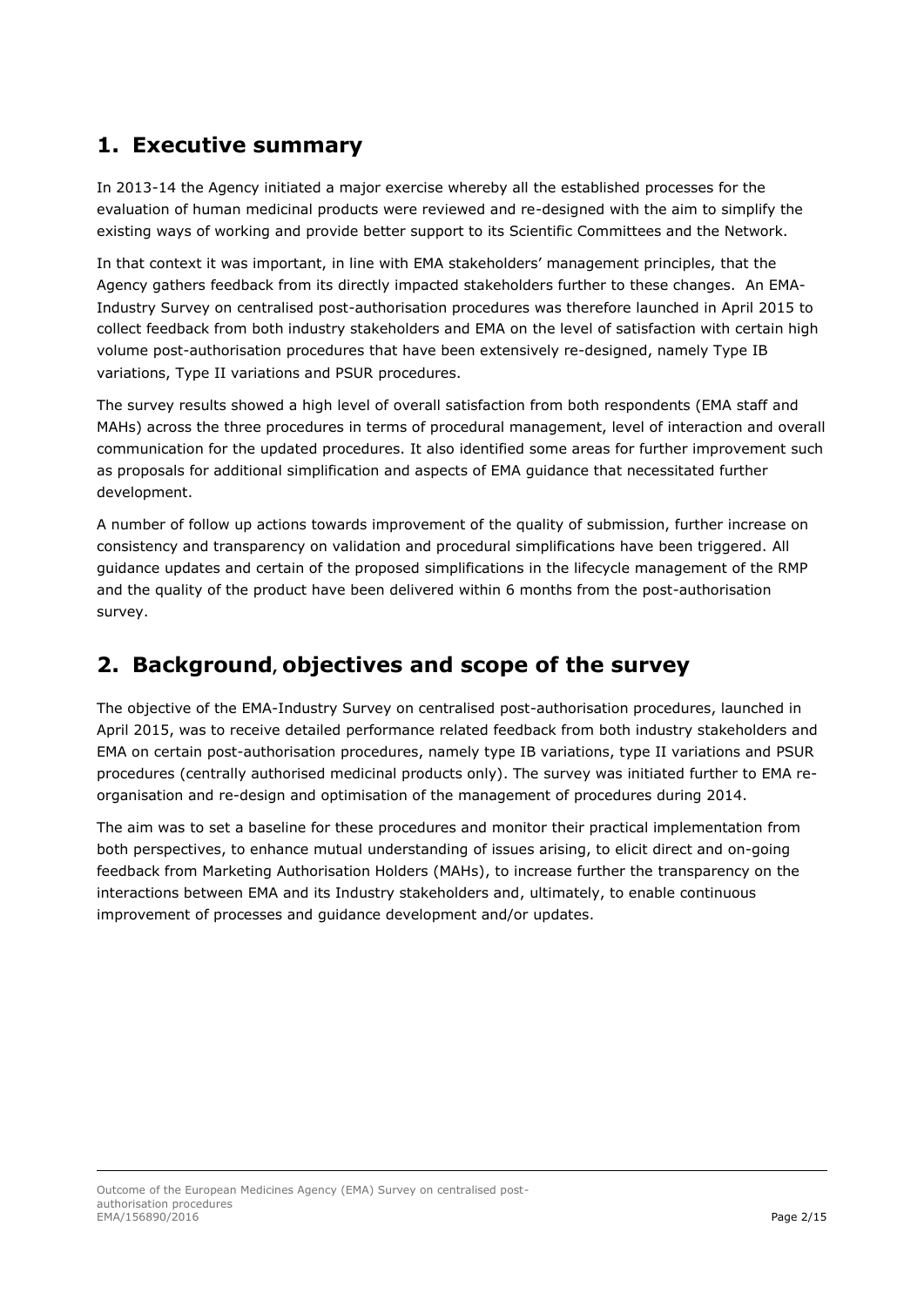## 1. Executive summary

In 2013-14 the Agency initiated a major exercise whereby all the established processes for the evaluation of human medicinal products were reviewed and re-designed with the aim to simplify the existing ways of working and provide better support to its Scientific Committees and the Network.

In that context it was important, in line with EMA stakeholders' management principles, that the Agency gathers feedback from its directly impacted stakeholders further to these changes. An EMA-Industry Survey on centralised post-authorisation procedures was therefore launched in April 2015 to collect feedback from both industry stakeholders and EMA on the level of satisfaction with certain high volume post-authorisation procedures that have been extensively re-designed, namely Type IB variations, Type II variations and PSUR procedures.

The survey results showed a high level of overall satisfaction from both respondents (EMA staff and MAHs) across the three procedures in terms of procedural management, level of interaction and overall communication for the updated procedures. It also identified some areas for further improvement such as proposals for additional simplification and aspects of EMA guidance that necessitated further development.

A number of follow up actions towards improvement of the quality of submission, further increase on consistency and transparency on validation and procedural simplifications have been triggered. All guidance updates and certain of the proposed simplifications in the lifecycle management of the RMP and the quality of the product have been delivered within 6 months from the post-authorisation survey.

## 2. Background, objectives and scope of the survey

The objective of the EMA-Industry Survey on centralised post-authorisation procedures, launched in April 2015, was to receive detailed performance related feedback from both industry stakeholders and EMA on certain post-authorisation procedures, namely type IB variations, type II variations and PSUR procedures (centrally authorised medicinal products only). The survey was initiated further to EMA re-organisation and re-design and optimisation of the management of procedures during 2014.

The aim was to set a baseline for these procedures and monitor their practical implementation from both perspectives, to enhance mutual understanding of issues arising, to elicit direct and on-going feedback from Marketing Authorisation Holders (MAHs), to increase further the transparency on the interactions between EMA and its Industry stakeholders and, ultimately, to enable continuous improvement of processes and guidance development and/or updates.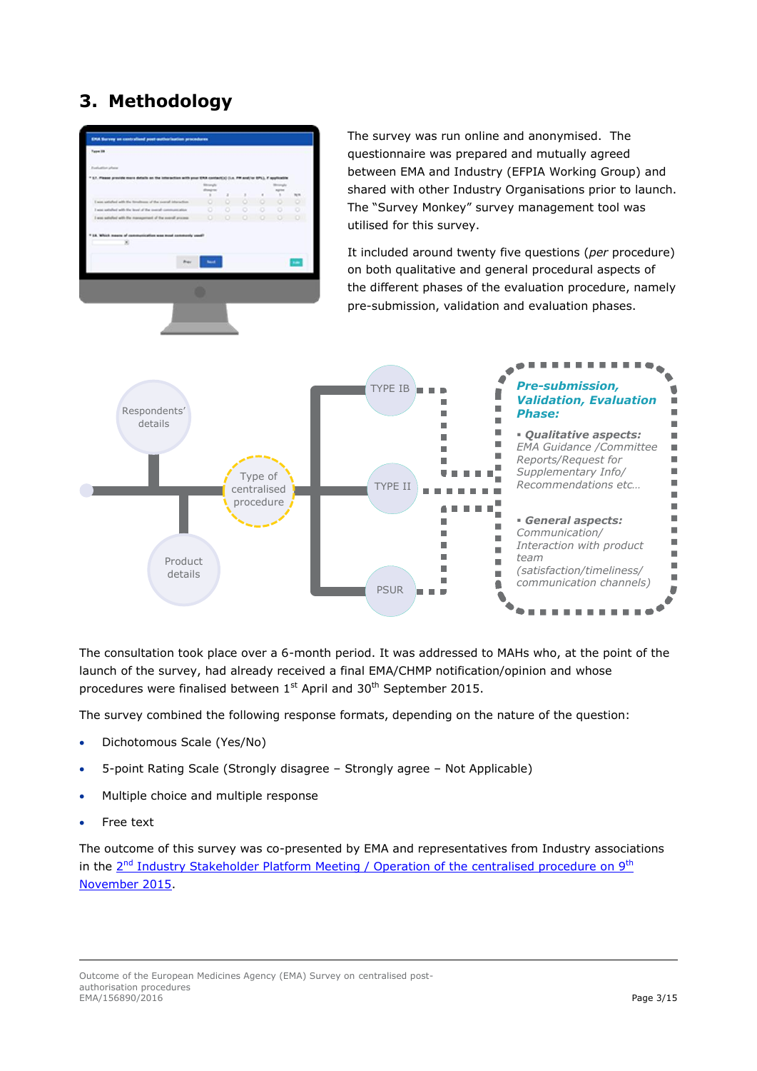## 3. Methodology

The survey was run online and anonymised. The questionnaire was prepared and mutually agreed between EMA and Industry (EFPIA Working Group) and shared with other Industry Organisations prior to launch. The "Survey Monkey" survey management tool was utilised for this survey.

It included around twenty five questions (*per* procedure) on both qualitative and general procedural aspects of the different phases of the evaluation procedure, namely pre-submission, validation and evaluation phases.

Respondents' details

Product details

Type of centralised procedure

TYPE IB

TYPE II

PSUR

***Pre-submission, Validation, Evaluation Phase:***

- ***Qualitative aspects:*** *EMA Guidance /Committee Reports/Request for Supplementary Info/ Recommendations etc…*
- ***General aspects:*** *Communication/ Interaction with product team (satisfaction/timeliness/ communication channels)*

The consultation took place over a 6-month period. It was addressed to MAHs who, at the point of the launch of the survey, had already received a final EMA/CHMP notification/opinion and whose procedures were finalised between 1st April and 30th September 2015.

The survey combined the following response formats, depending on the nature of the question:

- Dichotomous Scale (Yes/No)
- 5-point Rating Scale (Strongly disagree – Strongly agree – Not Applicable)
- Multiple choice and multiple response
- Free text

The outcome of this survey was co-presented by EMA and representatives from Industry associations in the 2nd Industry Stakeholder Platform Meeting / Operation of the centralised procedure on 9th November 2015.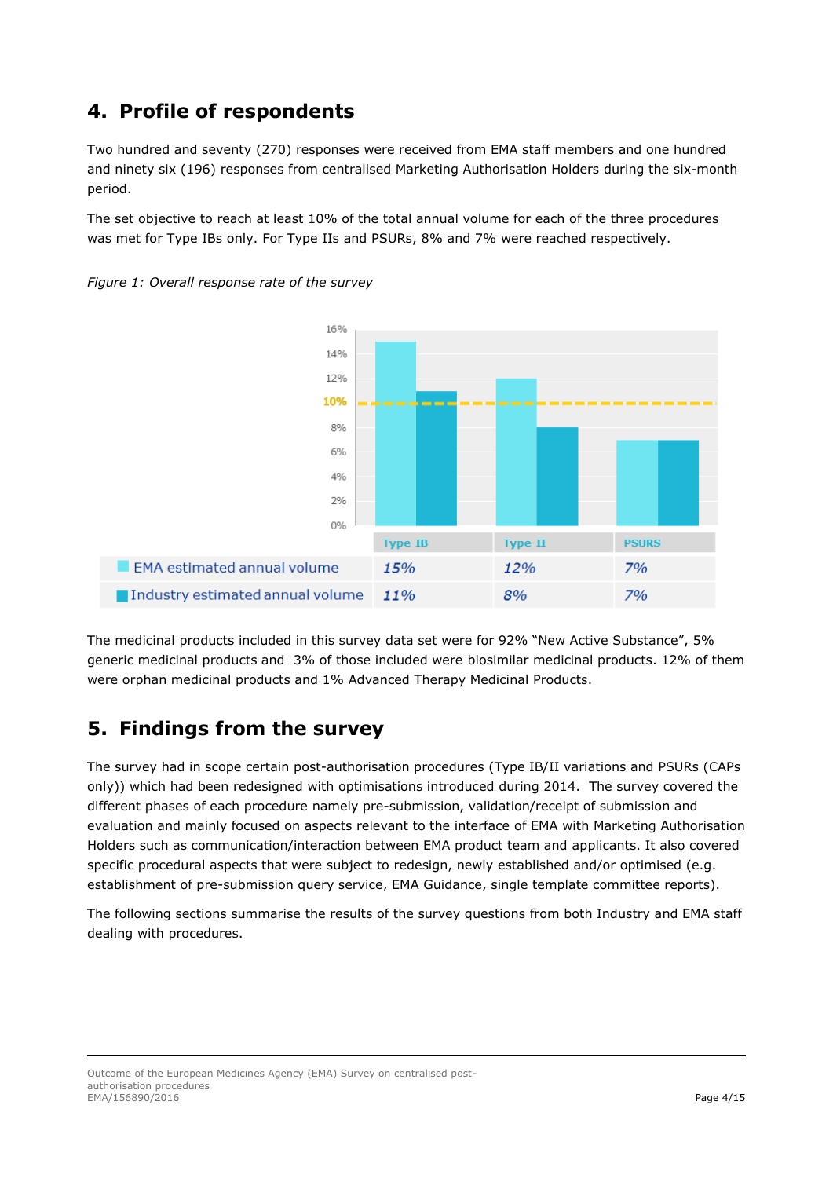## 4. Profile of respondents

Two hundred and seventy (270) responses were received from EMA staff members and one hundred and ninety six (196) responses from centralised Marketing Authorisation Holders during the six-month period.

The set objective to reach at least 10% of the total annual volume for each of the three procedures was met for Type IBs only. For Type IIs and PSURs, 8% and 7% were reached respectively.

*Figure 1: Overall response rate of the survey*

| | Type IB | Type II | PSURS |
|---|---|---|---|
| EMA estimated annual volume | 15% | 12% | 7% |
| Industry estimated annual volume | 11% | 8% | 7% |

The medicinal products included in this survey data set were for 92% "New Active Substance", 5% generic medicinal products and 3% of those included were biosimilar medicinal products. 12% of them were orphan medicinal products and 1% Advanced Therapy Medicinal Products.

## 5. Findings from the survey

The survey had in scope certain post-authorisation procedures (Type IB/II variations and PSURs (CAPs only)) which had been redesigned with optimisations introduced during 2014. The survey covered the different phases of each procedure namely pre-submission, validation/receipt of submission and evaluation and mainly focused on aspects relevant to the interface of EMA with Marketing Authorisation Holders such as communication/interaction between EMA product team and applicants. It also covered specific procedural aspects that were subject to redesign, newly established and/or optimised (e.g. establishment of pre-submission query service, EMA Guidance, single template committee reports).

The following sections summarise the results of the survey questions from both Industry and EMA staff dealing with procedures.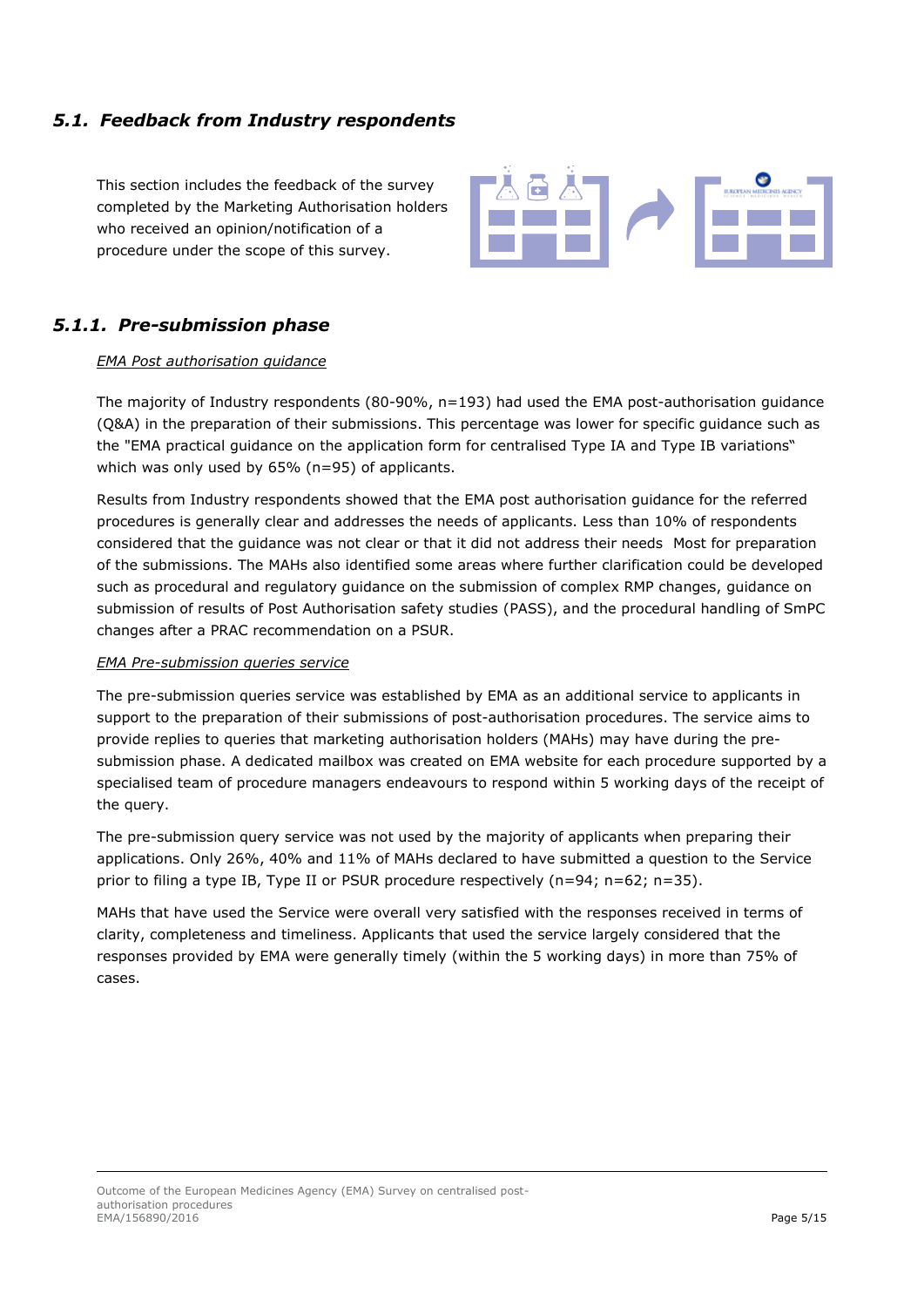## *5.1. Feedback from Industry respondents*

This section includes the feedback of the survey completed by the Marketing Authorisation holders who received an opinion/notification of a procedure under the scope of this survey.

### *5.1.1. Pre-submission phase*

*EMA Post authorisation guidance*

The majority of Industry respondents (80-90%, n=193) had used the EMA post-authorisation guidance (Q&A) in the preparation of their submissions. This percentage was lower for specific guidance such as the "EMA practical guidance on the application form for centralised Type IA and Type IB variations" which was only used by 65% (n=95) of applicants.

Results from Industry respondents showed that the EMA post authorisation guidance for the referred procedures is generally clear and addresses the needs of applicants. Less than 10% of respondents considered that the guidance was not clear or that it did not address their needs  Most for preparation of the submissions. The MAHs also identified some areas where further clarification could be developed such as procedural and regulatory guidance on the submission of complex RMP changes, guidance on submission of results of Post Authorisation safety studies (PASS), and the procedural handling of SmPC changes after a PRAC recommendation on a PSUR.

*EMA Pre-submission queries service*

The pre-submission queries service was established by EMA as an additional service to applicants in support to the preparation of their submissions of post-authorisation procedures. The service aims to provide replies to queries that marketing authorisation holders (MAHs) may have during the pre-submission phase. A dedicated mailbox was created on EMA website for each procedure supported by a specialised team of procedure managers endeavours to respond within 5 working days of the receipt of the query.

The pre-submission query service was not used by the majority of applicants when preparing their applications. Only 26%, 40% and 11% of MAHs declared to have submitted a question to the Service prior to filing a type IB, Type II or PSUR procedure respectively (n=94; n=62; n=35).

MAHs that have used the Service were overall very satisfied with the responses received in terms of clarity, completeness and timeliness. Applicants that used the service largely considered that the responses provided by EMA were generally timely (within the 5 working days) in more than 75% of cases.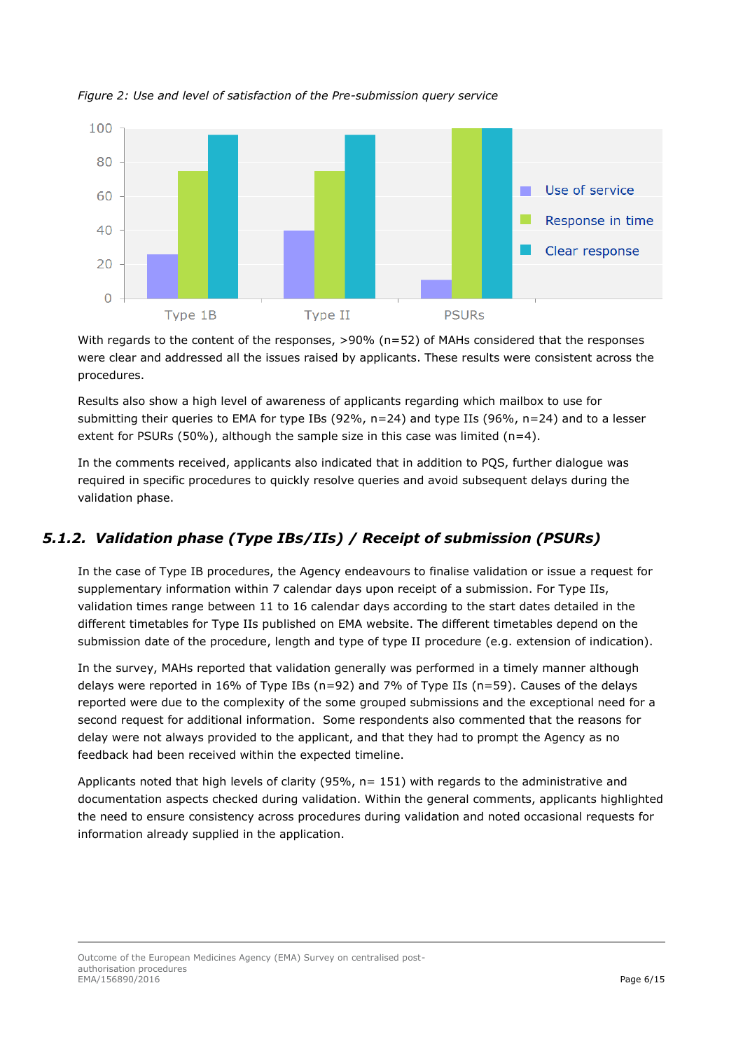*Figure 2: Use and level of satisfaction of the Pre-submission query service*

With regards to the content of the responses, >90% (n=52) of MAHs considered that the responses were clear and addressed all the issues raised by applicants. These results were consistent across the procedures.

Results also show a high level of awareness of applicants regarding which mailbox to use for submitting their queries to EMA for type IBs (92%, n=24) and type IIs (96%, n=24) and to a lesser extent for PSURs (50%), although the sample size in this case was limited (n=4).

In the comments received, applicants also indicated that in addition to PQS, further dialogue was required in specific procedures to quickly resolve queries and avoid subsequent delays during the validation phase.

### *5.1.2. Validation phase (Type IBs/IIs) / Receipt of submission (PSURs)*

In the case of Type IB procedures, the Agency endeavours to finalise validation or issue a request for supplementary information within 7 calendar days upon receipt of a submission. For Type IIs, validation times range between 11 to 16 calendar days according to the start dates detailed in the different timetables for Type IIs published on EMA website. The different timetables depend on the submission date of the procedure, length and type of type II procedure (e.g. extension of indication).

In the survey, MAHs reported that validation generally was performed in a timely manner although delays were reported in 16% of Type IBs (n=92) and 7% of Type IIs (n=59). Causes of the delays reported were due to the complexity of the some grouped submissions and the exceptional need for a second request for additional information. Some respondents also commented that the reasons for delay were not always provided to the applicant, and that they had to prompt the Agency as no feedback had been received within the expected timeline.

Applicants noted that high levels of clarity (95%, n= 151) with regards to the administrative and documentation aspects checked during validation. Within the general comments, applicants highlighted the need to ensure consistency across procedures during validation and noted occasional requests for information already supplied in the application.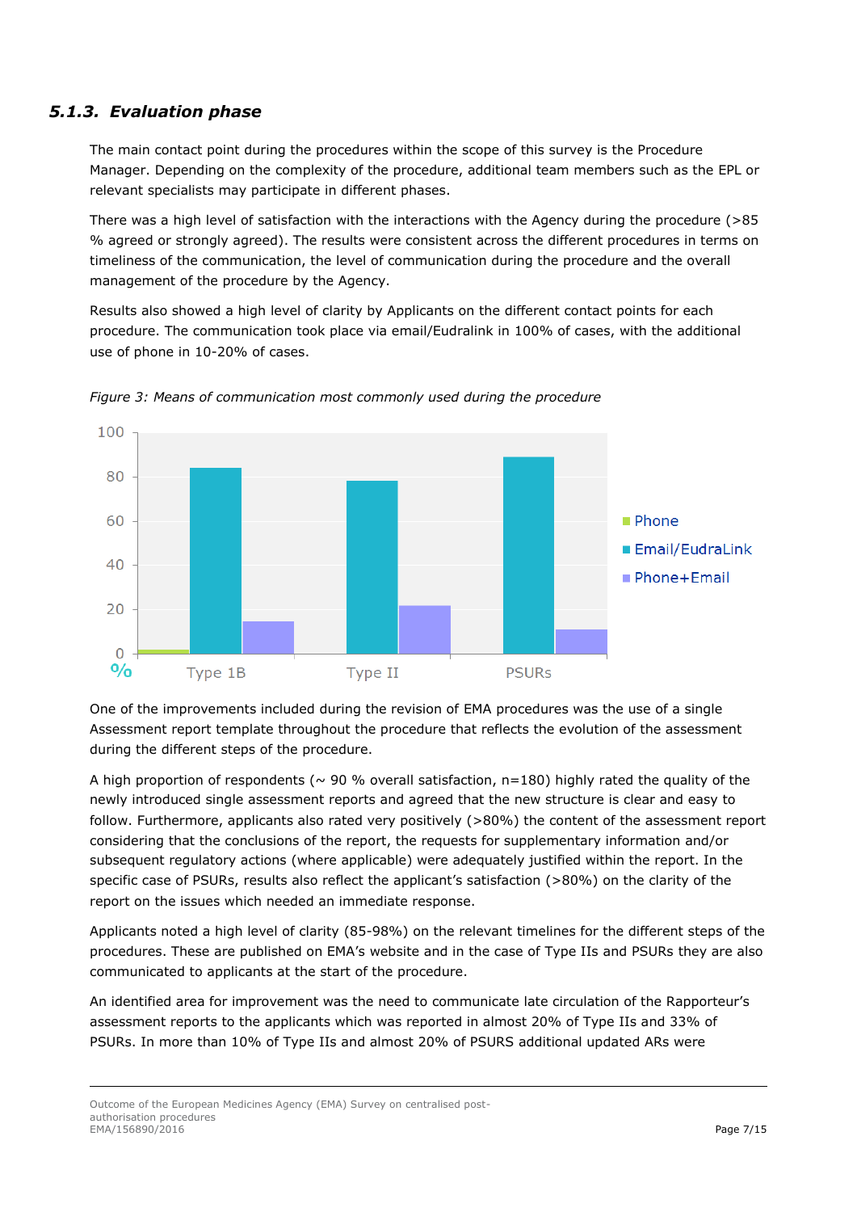### *5.1.3. Evaluation phase*

The main contact point during the procedures within the scope of this survey is the Procedure Manager. Depending on the complexity of the procedure, additional team members such as the EPL or relevant specialists may participate in different phases.

There was a high level of satisfaction with the interactions with the Agency during the procedure (>85 % agreed or strongly agreed). The results were consistent across the different procedures in terms on timeliness of the communication, the level of communication during the procedure and the overall management of the procedure by the Agency.

Results also showed a high level of clarity by Applicants on the different contact points for each procedure. The communication took place via email/Eudralink in 100% of cases, with the additional use of phone in 10-20% of cases.

*Figure 3: Means of communication most commonly used during the procedure*

One of the improvements included during the revision of EMA procedures was the use of a single Assessment report template throughout the procedure that reflects the evolution of the assessment during the different steps of the procedure.

A high proportion of respondents (~ 90 % overall satisfaction, n=180) highly rated the quality of the newly introduced single assessment reports and agreed that the new structure is clear and easy to follow. Furthermore, applicants also rated very positively (>80%) the content of the assessment report considering that the conclusions of the report, the requests for supplementary information and/or subsequent regulatory actions (where applicable) were adequately justified within the report. In the specific case of PSURs, results also reflect the applicant's satisfaction (>80%) on the clarity of the report on the issues which needed an immediate response.

Applicants noted a high level of clarity (85-98%) on the relevant timelines for the different steps of the procedures. These are published on EMA's website and in the case of Type IIs and PSURs they are also communicated to applicants at the start of the procedure.

An identified area for improvement was the need to communicate late circulation of the Rapporteur's assessment reports to the applicants which was reported in almost 20% of Type IIs and 33% of PSURs. In more than 10% of Type IIs and almost 20% of PSURS additional updated ARs were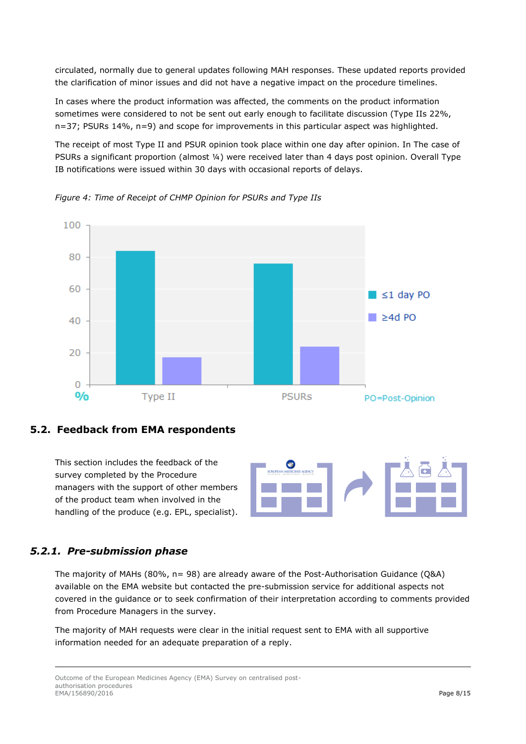circulated, normally due to general updates following MAH responses. These updated reports provided the clarification of minor issues and did not have a negative impact on the procedure timelines.

In cases where the product information was affected, the comments on the product information sometimes were considered to not be sent out early enough to facilitate discussion (Type IIs 22%, n=37; PSURs 14%, n=9) and scope for improvements in this particular aspect was highlighted.

The receipt of most Type II and PSUR opinion took place within one day after opinion. In The case of PSURs a significant proportion (almost ¼) were received later than 4 days post opinion. Overall Type IB notifications were issued within 30 days with occasional reports of delays.

*Figure 4: Time of Receipt of CHMP Opinion for PSURs and Type IIs*

## 5.2. Feedback from EMA respondents

This section includes the feedback of the survey completed by the Procedure managers with the support of other members of the product team when involved in the handling of the produce (e.g. EPL, specialist).

### *5.2.1. Pre-submission phase*

The majority of MAHs (80%, n= 98) are already aware of the Post-Authorisation Guidance (Q&A) available on the EMA website but contacted the pre-submission service for additional aspects not covered in the guidance or to seek confirmation of their interpretation according to comments provided from Procedure Managers in the survey.

The majority of MAH requests were clear in the initial request sent to EMA with all supportive information needed for an adequate preparation of a reply.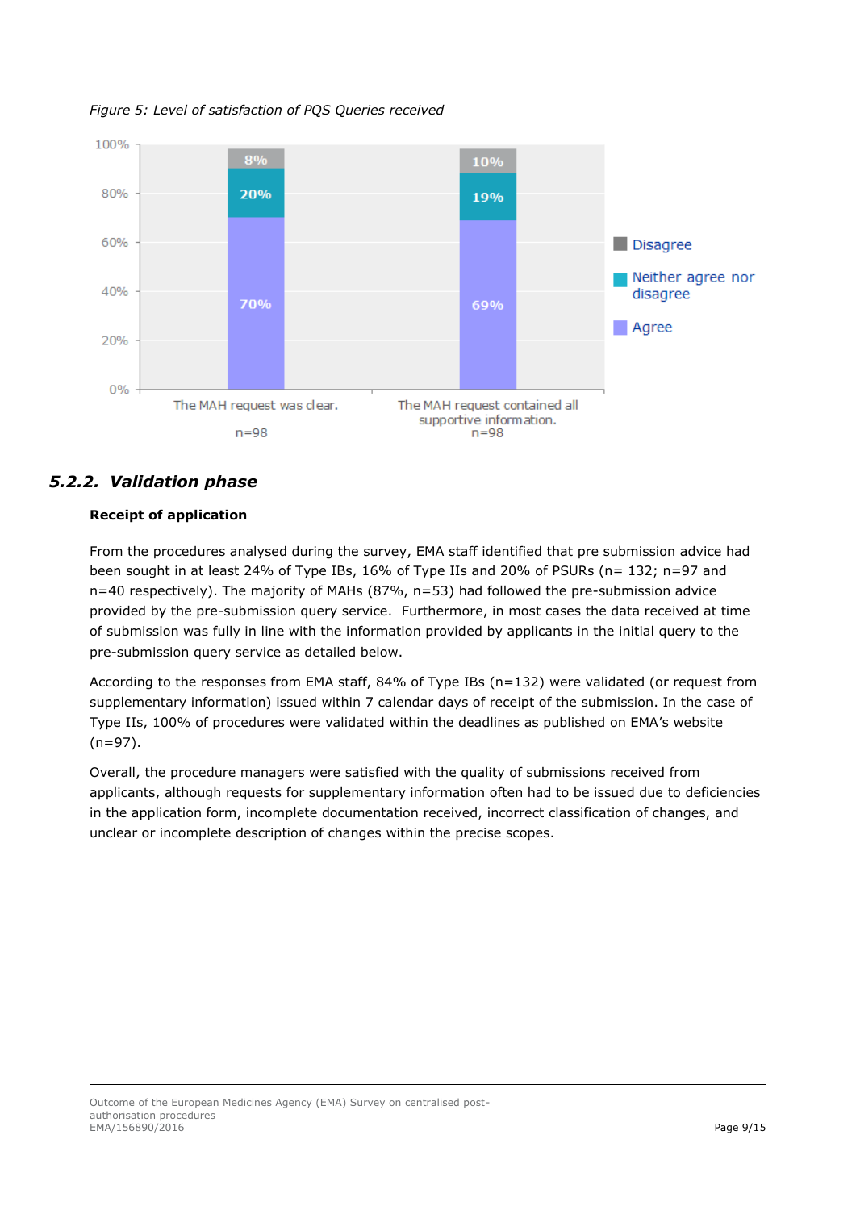*Figure 5: Level of satisfaction of PQS Queries received*

| | The MAH request was clear. (n=98) | The MAH request contained all supportive information. (n=98) |
|---|---|---|
| Disagree | 8% | 10% |
| Neither agree nor disagree | 20% | 19% |
| Agree | 70% | 69% |

### 5.2.2. Validation phase

**Receipt of application**

From the procedures analysed during the survey, EMA staff identified that pre submission advice had been sought in at least 24% of Type IBs, 16% of Type IIs and 20% of PSURs (n= 132; n=97 and n=40 respectively). The majority of MAHs (87%, n=53) had followed the pre-submission advice provided by the pre-submission query service. Furthermore, in most cases the data received at time of submission was fully in line with the information provided by applicants in the initial query to the pre-submission query service as detailed below.

According to the responses from EMA staff, 84% of Type IBs (n=132) were validated (or request from supplementary information) issued within 7 calendar days of receipt of the submission. In the case of Type IIs, 100% of procedures were validated within the deadlines as published on EMA's website (n=97).

Overall, the procedure managers were satisfied with the quality of submissions received from applicants, although requests for supplementary information often had to be issued due to deficiencies in the application form, incomplete documentation received, incorrect classification of changes, and unclear or incomplete description of changes within the precise scopes.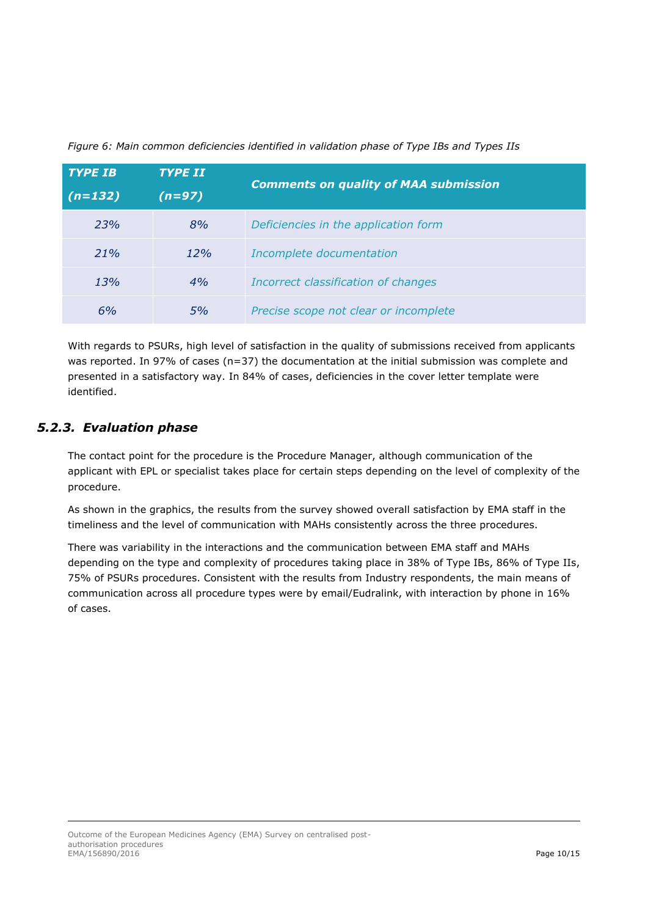*Figure 6: Main common deficiencies identified in validation phase of Type IBs and Types IIs*

| *TYPE IB (n=132)* | *TYPE II (n=97)* | *Comments on quality of MAA submission* |
|---|---|---|
| *23%* | *8%* | *Deficiencies in the application form* |
| *21%* | *12%* | *Incomplete documentation* |
| *13%* | *4%* | *Incorrect classification of changes* |
| *6%* | *5%* | *Precise scope not clear or incomplete* |

With regards to PSURs, high level of satisfaction in the quality of submissions received from applicants was reported. In 97% of cases (n=37) the documentation at the initial submission was complete and presented in a satisfactory way. In 84% of cases, deficiencies in the cover letter template were identified.

### *5.2.3. Evaluation phase*

The contact point for the procedure is the Procedure Manager, although communication of the applicant with EPL or specialist takes place for certain steps depending on the level of complexity of the procedure.

As shown in the graphics, the results from the survey showed overall satisfaction by EMA staff in the timeliness and the level of communication with MAHs consistently across the three procedures.

There was variability in the interactions and the communication between EMA staff and MAHs depending on the type and complexity of procedures taking place in 38% of Type IBs, 86% of Type IIs, 75% of PSURs procedures. Consistent with the results from Industry respondents, the main means of communication across all procedure types were by email/Eudralink, with interaction by phone in 16% of cases.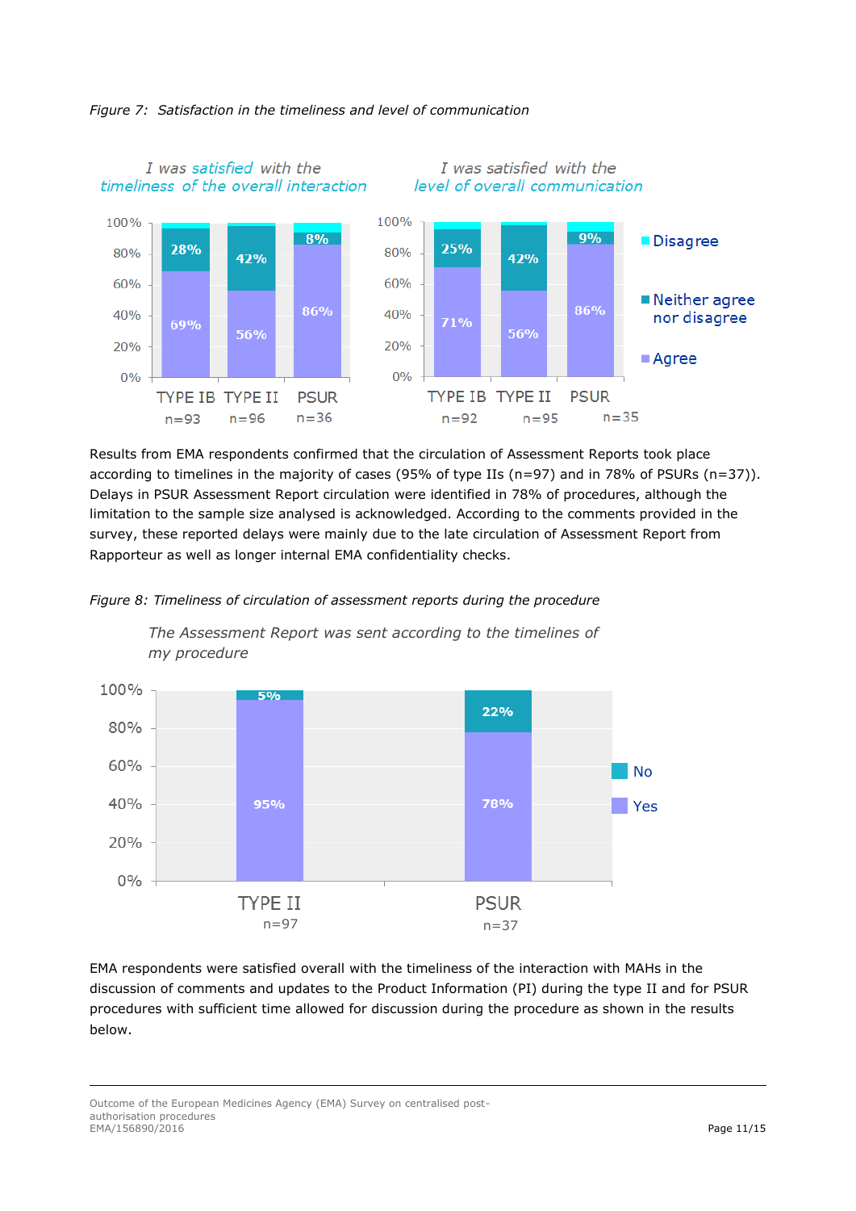*Figure 7: Satisfaction in the timeliness and level of communication*

*I was satisfied with the timeliness of the overall interaction*

| | TYPE IB (n=93) | TYPE II (n=96) | PSUR (n=36) |
|---|---|---|---|
| Agree | 69% | 56% | 86% |
| Neither agree nor disagree | 28% | 42% | 8% |

*I was satisfied with the level of overall communication*

| | TYPE IB (n=92) | TYPE II (n=95) | PSUR (n=35) |
|---|---|---|---|
| Agree | 71% | 56% | 86% |
| Neither agree nor disagree | 25% | 42% | 9% |

Results from EMA respondents confirmed that the circulation of Assessment Reports took place according to timelines in the majority of cases (95% of type IIs (n=97) and in 78% of PSURs (n=37)). Delays in PSUR Assessment Report circulation were identified in 78% of procedures, although the limitation to the sample size analysed is acknowledged. According to the comments provided in the survey, these reported delays were mainly due to the late circulation of Assessment Report from Rapporteur as well as longer internal EMA confidentiality checks.

*Figure 8: Timeliness of circulation of assessment reports during the procedure*

*The Assessment Report was sent according to the timelines of my procedure*

| | TYPE II (n=97) | PSUR (n=37) |
|---|---|---|
| Yes | 95% | 78% |
| No | 5% | 22% |

EMA respondents were satisfied overall with the timeliness of the interaction with MAHs in the discussion of comments and updates to the Product Information (PI) during the type II and for PSUR procedures with sufficient time allowed for discussion during the procedure as shown in the results below.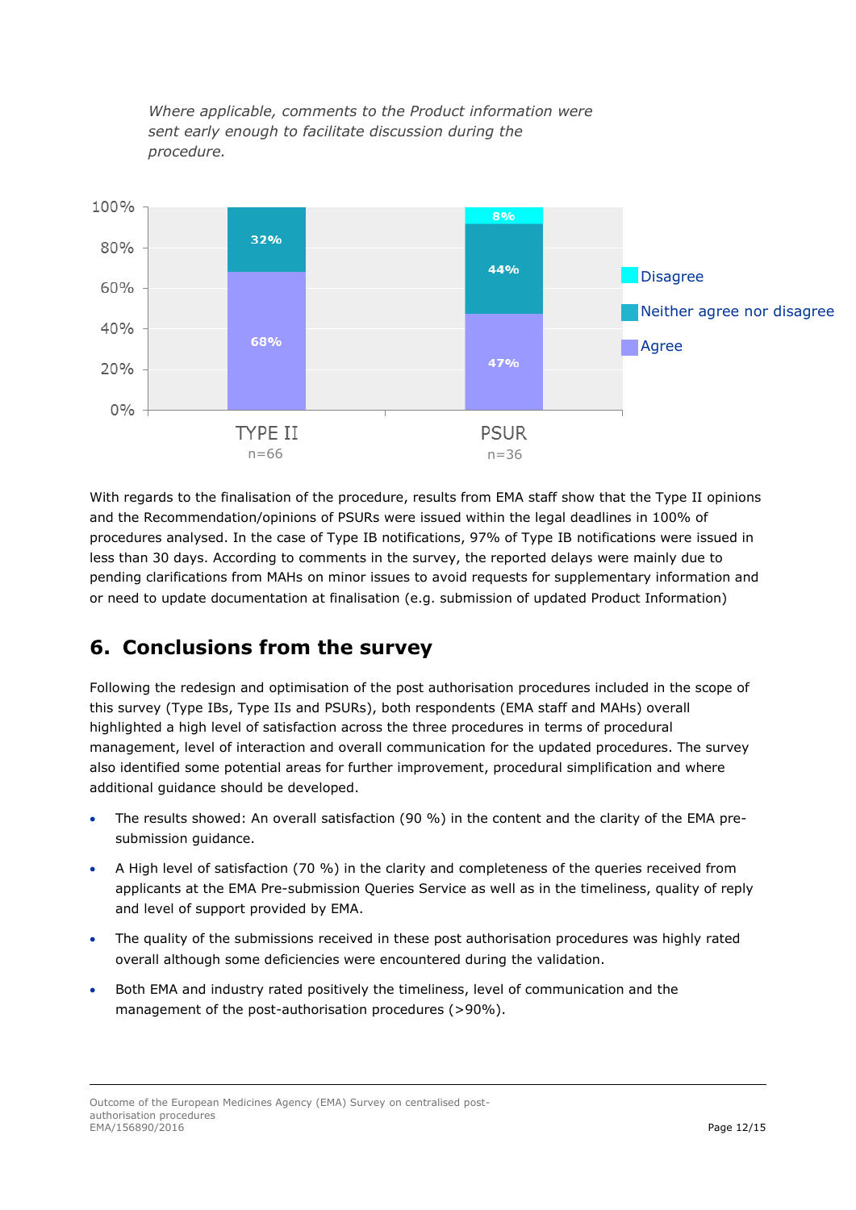*Where applicable, comments to the Product information were sent early enough to facilitate discussion during the procedure.*

| | TYPE II (n=66) | PSUR (n=36) |
|---|---|---|
| Disagree | | 8% |
| Neither agree nor disagree | 32% | 44% |
| Agree | 68% | 47% |

With regards to the finalisation of the procedure, results from EMA staff show that the Type II opinions and the Recommendation/opinions of PSURs were issued within the legal deadlines in 100% of procedures analysed. In the case of Type IB notifications, 97% of Type IB notifications were issued in less than 30 days. According to comments in the survey, the reported delays were mainly due to pending clarifications from MAHs on minor issues to avoid requests for supplementary information and or need to update documentation at finalisation (e.g. submission of updated Product Information)

## 6. Conclusions from the survey

Following the redesign and optimisation of the post authorisation procedures included in the scope of this survey (Type IBs, Type IIs and PSURs), both respondents (EMA staff and MAHs) overall highlighted a high level of satisfaction across the three procedures in terms of procedural management, level of interaction and overall communication for the updated procedures. The survey also identified some potential areas for further improvement, procedural simplification and where additional guidance should be developed.

- The results showed: An overall satisfaction (90 %) in the content and the clarity of the EMA pre-submission guidance.
- A High level of satisfaction (70 %) in the clarity and completeness of the queries received from applicants at the EMA Pre-submission Queries Service as well as in the timeliness, quality of reply and level of support provided by EMA.
- The quality of the submissions received in these post authorisation procedures was highly rated overall although some deficiencies were encountered during the validation.
- Both EMA and industry rated positively the timeliness, level of communication and the management of the post-authorisation procedures (>90%).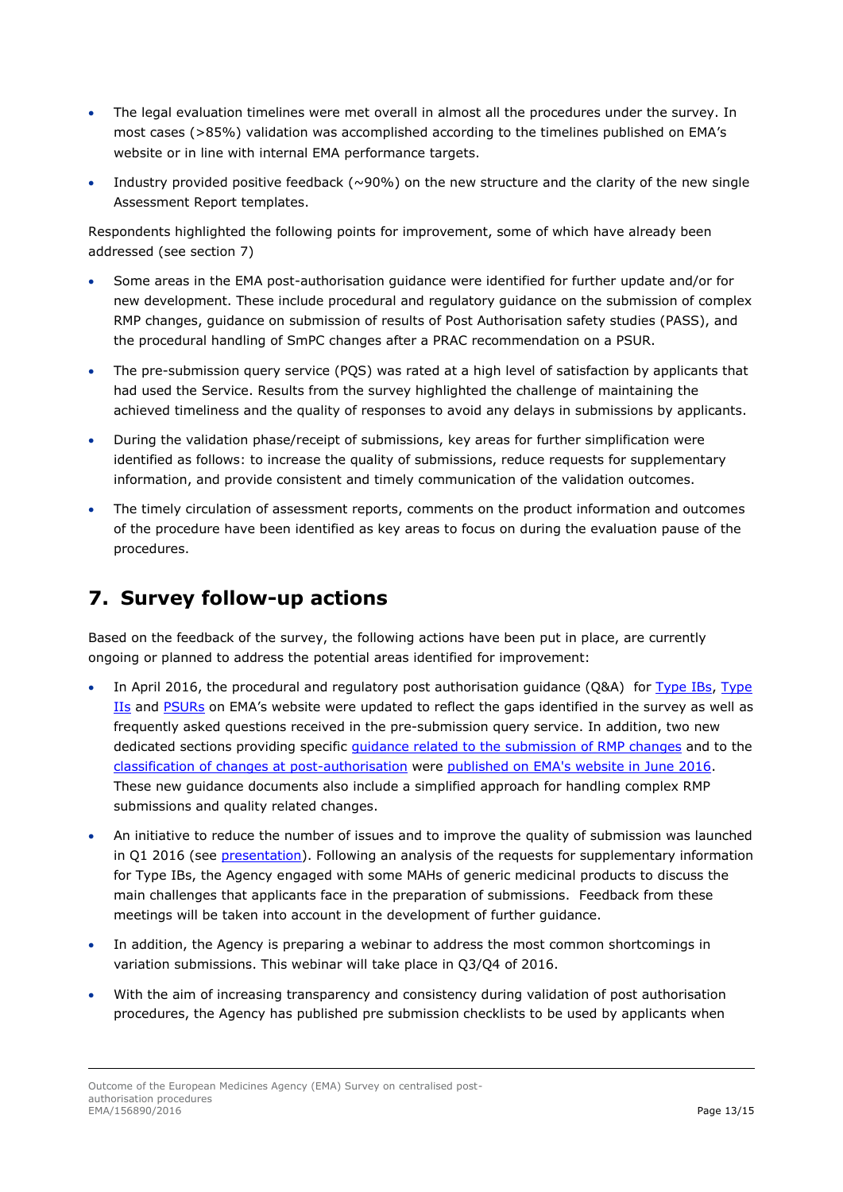- The legal evaluation timelines were met overall in almost all the procedures under the survey. In most cases (>85%) validation was accomplished according to the timelines published on EMA's website or in line with internal EMA performance targets.
- Industry provided positive feedback (~90%) on the new structure and the clarity of the new single Assessment Report templates.

Respondents highlighted the following points for improvement, some of which have already been addressed (see section 7)

- Some areas in the EMA post-authorisation guidance were identified for further update and/or for new development. These include procedural and regulatory guidance on the submission of complex RMP changes, guidance on submission of results of Post Authorisation safety studies (PASS), and the procedural handling of SmPC changes after a PRAC recommendation on a PSUR.
- The pre-submission query service (PQS) was rated at a high level of satisfaction by applicants that had used the Service. Results from the survey highlighted the challenge of maintaining the achieved timeliness and the quality of responses to avoid any delays in submissions by applicants.
- During the validation phase/receipt of submissions, key areas for further simplification were identified as follows: to increase the quality of submissions, reduce requests for supplementary information, and provide consistent and timely communication of the validation outcomes.
- The timely circulation of assessment reports, comments on the product information and outcomes of the procedure have been identified as key areas to focus on during the evaluation pause of the procedures.

## 7. Survey follow-up actions

Based on the feedback of the survey, the following actions have been put in place, are currently ongoing or planned to address the potential areas identified for improvement:

- In April 2016, the procedural and regulatory post authorisation guidance (Q&A) for Type IBs, Type IIs and PSURs on EMA's website were updated to reflect the gaps identified in the survey as well as frequently asked questions received in the pre-submission query service. In addition, two new dedicated sections providing specific guidance related to the submission of RMP changes and to the classification of changes at post-authorisation were published on EMA's website in June 2016. These new guidance documents also include a simplified approach for handling complex RMP submissions and quality related changes.
- An initiative to reduce the number of issues and to improve the quality of submission was launched in Q1 2016 (see presentation). Following an analysis of the requests for supplementary information for Type IBs, the Agency engaged with some MAHs of generic medicinal products to discuss the main challenges that applicants face in the preparation of submissions. Feedback from these meetings will be taken into account in the development of further guidance.
- In addition, the Agency is preparing a webinar to address the most common shortcomings in variation submissions. This webinar will take place in Q3/Q4 of 2016.
- With the aim of increasing transparency and consistency during validation of post authorisation procedures, the Agency has published pre submission checklists to be used by applicants when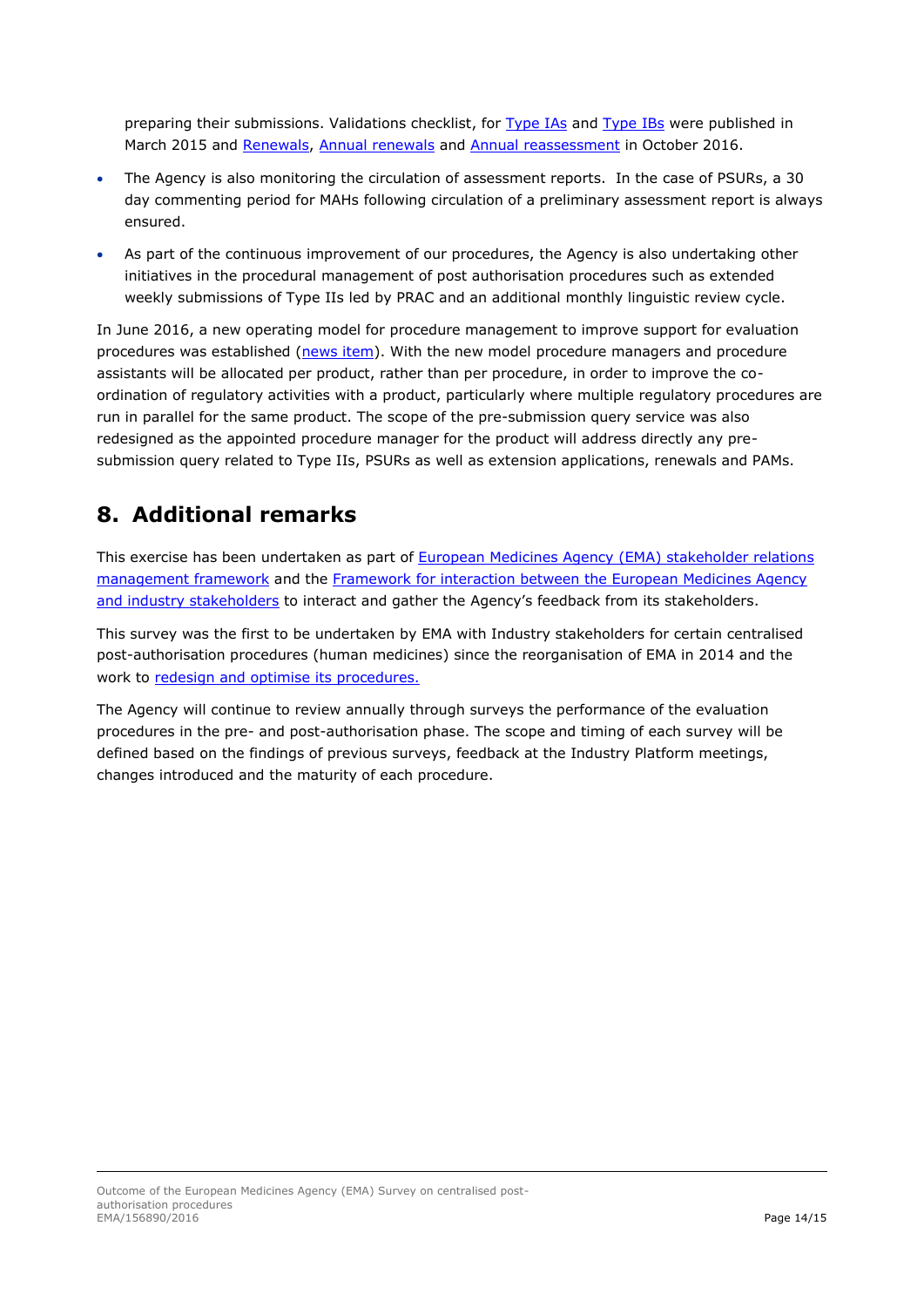preparing their submissions. Validations checklist, for Type IAs and Type IBs were published in March 2015 and Renewals, Annual renewals and Annual reassessment in October 2016.

- The Agency is also monitoring the circulation of assessment reports. In the case of PSURs, a 30 day commenting period for MAHs following circulation of a preliminary assessment report is always ensured.
- As part of the continuous improvement of our procedures, the Agency is also undertaking other initiatives in the procedural management of post authorisation procedures such as extended weekly submissions of Type IIs led by PRAC and an additional monthly linguistic review cycle.

In June 2016, a new operating model for procedure management to improve support for evaluation procedures was established (news item). With the new model procedure managers and procedure assistants will be allocated per product, rather than per procedure, in order to improve the co-ordination of regulatory activities with a product, particularly where multiple regulatory procedures are run in parallel for the same product. The scope of the pre-submission query service was also redesigned as the appointed procedure manager for the product will address directly any pre-submission query related to Type IIs, PSURs as well as extension applications, renewals and PAMs.

## 8. Additional remarks

This exercise has been undertaken as part of European Medicines Agency (EMA) stakeholder relations management framework and the Framework for interaction between the European Medicines Agency and industry stakeholders to interact and gather the Agency's feedback from its stakeholders.

This survey was the first to be undertaken by EMA with Industry stakeholders for certain centralised post-authorisation procedures (human medicines) since the reorganisation of EMA in 2014 and the work to redesign and optimise its procedures.

The Agency will continue to review annually through surveys the performance of the evaluation procedures in the pre- and post-authorisation phase. The scope and timing of each survey will be defined based on the findings of previous surveys, feedback at the Industry Platform meetings, changes introduced and the maturity of each procedure.